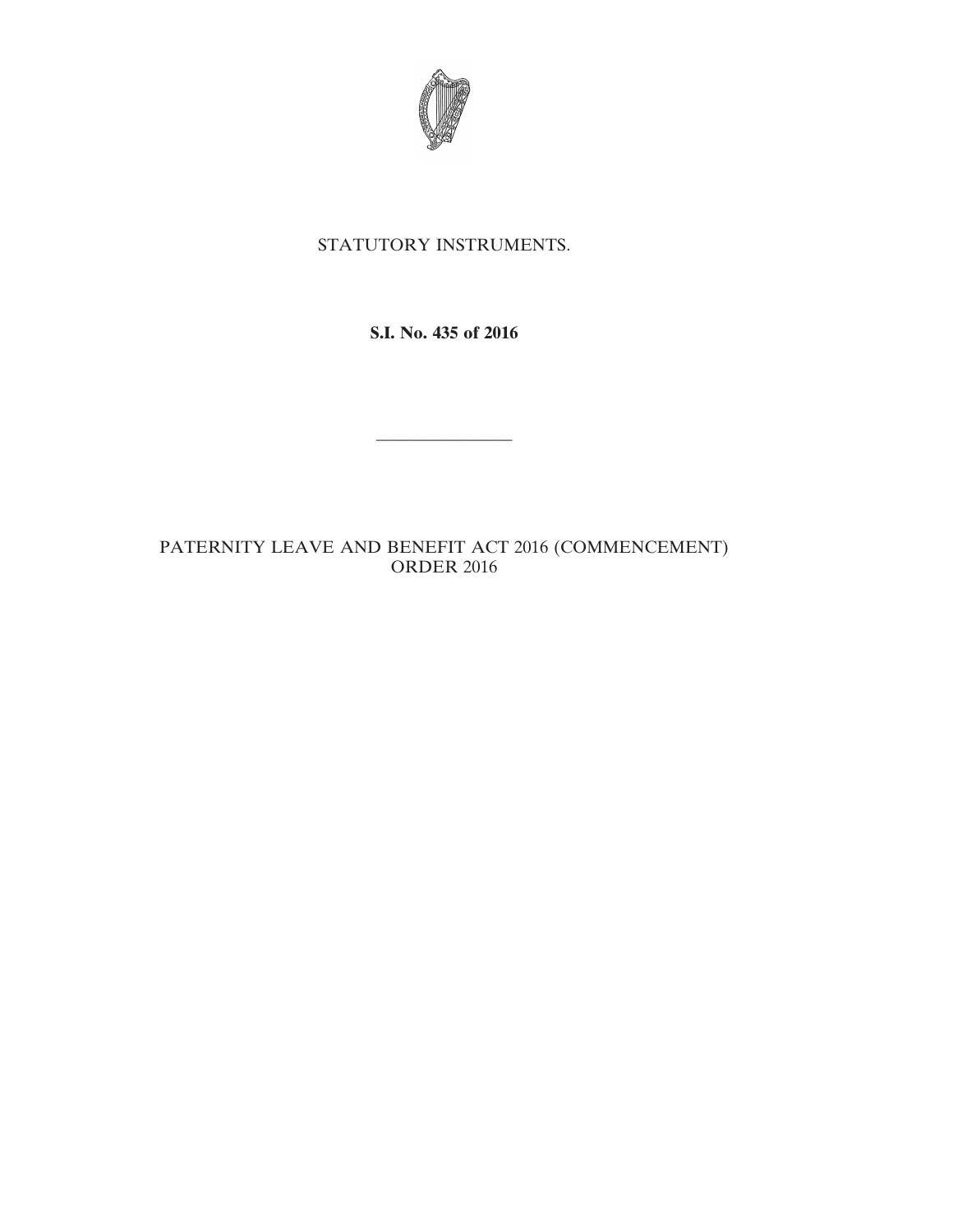STATUTORY INSTRUMENTS.

**S.I. No. 435 of 2016**

---

PATERNITY LEAVE AND BENEFIT ACT 2016 (COMMENCEMENT) ORDER 2016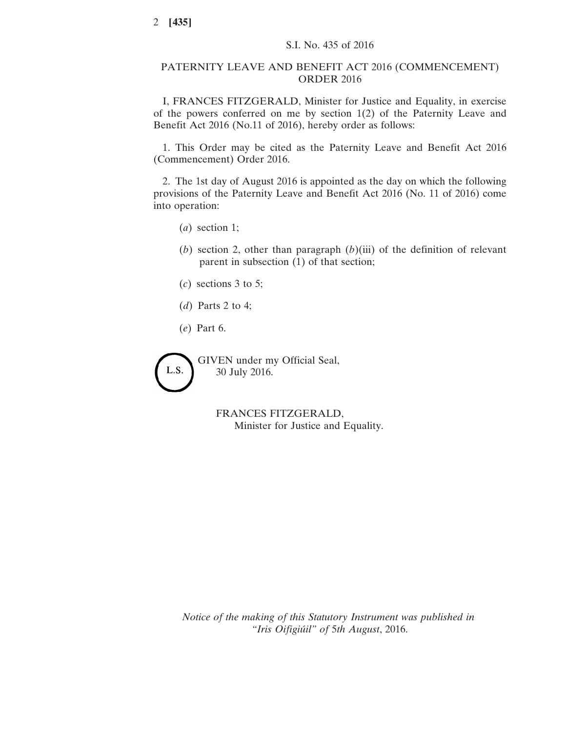S.I. No. 435 of 2016

# PATERNITY LEAVE AND BENEFIT ACT 2016 (COMMENCEMENT) ORDER 2016

I, FRANCES FITZGERALD, Minister for Justice and Equality, in exercise of the powers conferred on me by section 1(2) of the Paternity Leave and Benefit Act 2016 (No.11 of 2016), hereby order as follows:

1. This Order may be cited as the Paternity Leave and Benefit Act 2016 (Commencement) Order 2016.

2. The 1st day of August 2016 is appointed as the day on which the following provisions of the Paternity Leave and Benefit Act 2016 (No. 11 of 2016) come into operation:

(*a*) section 1;

(*b*) section 2, other than paragraph (*b*)(iii) of the definition of relevant parent in subsection (1) of that section;

(*c*) sections 3 to 5;

(*d*) Parts 2 to 4;

(*e*) Part 6.

L.S.

GIVEN under my Official Seal,
30 July 2016.

FRANCES FITZGERALD,
Minister for Justice and Equality.

*Notice of the making of this Statutory Instrument was published in "Iris Oifigiúil" of* 5*th August*, 2016.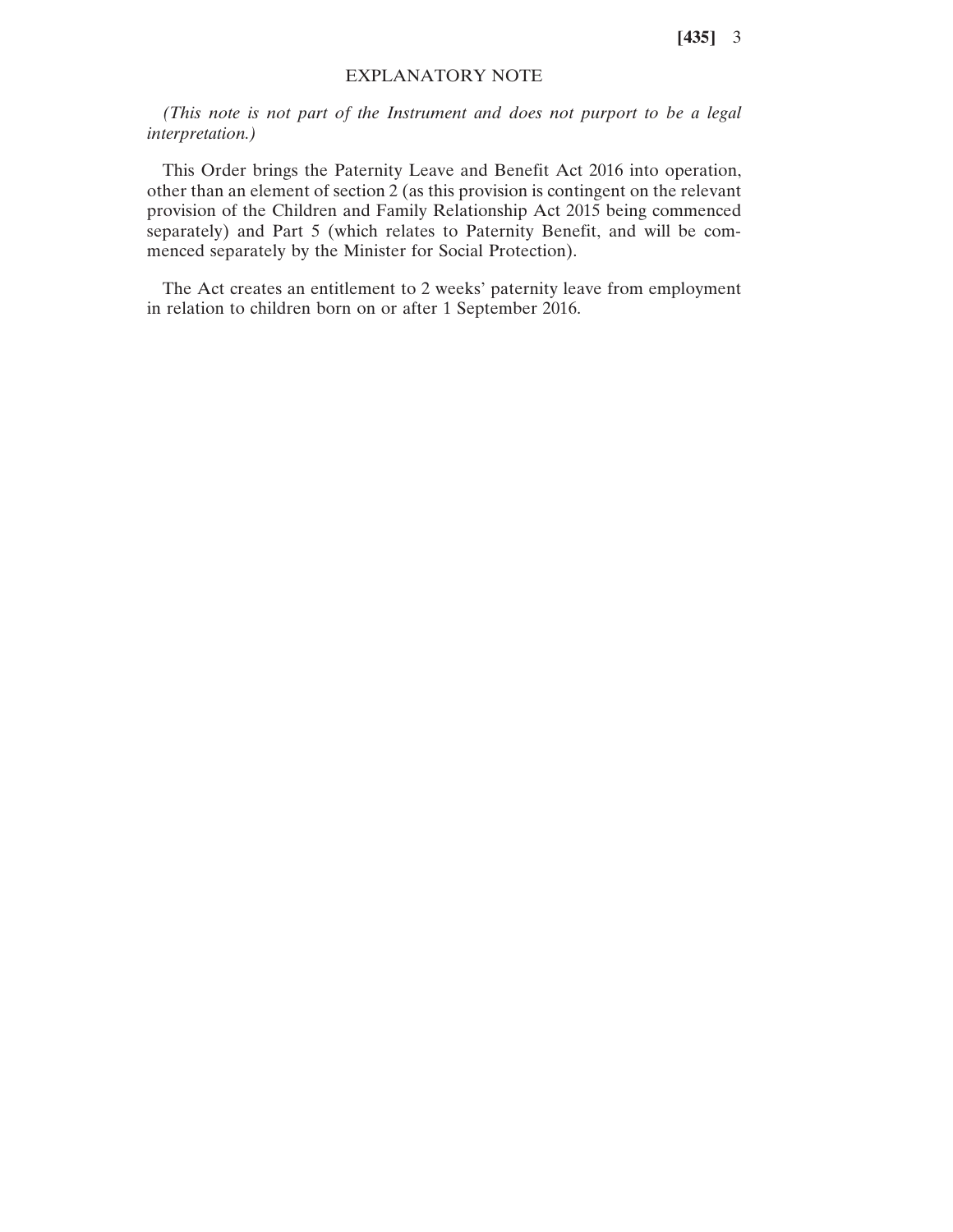## EXPLANATORY NOTE

*(This note is not part of the Instrument and does not purport to be a legal interpretation.)*

This Order brings the Paternity Leave and Benefit Act 2016 into operation, other than an element of section 2 (as this provision is contingent on the relevant provision of the Children and Family Relationship Act 2015 being commenced separately) and Part 5 (which relates to Paternity Benefit, and will be commenced separately by the Minister for Social Protection).

The Act creates an entitlement to 2 weeks' paternity leave from employment in relation to children born on or after 1 September 2016.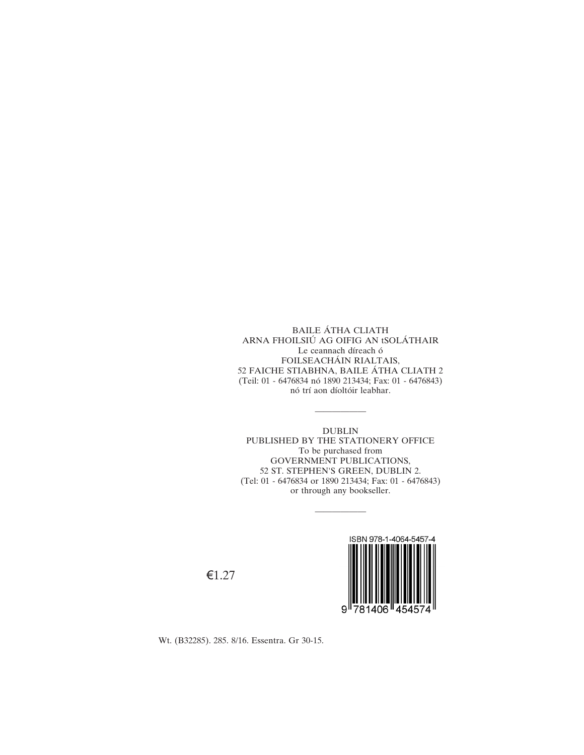BAILE ÁTHA CLIATH
ARNA FHOILSIÚ AG OIFIG AN tSOLÁTHAIR
Le ceannach díreach ó
FOILSEACHÁIN RIALTAIS,
52 FAICHE STIABHNA, BAILE ÁTHA CLIATH 2
(Teil: 01 - 6476834 nó 1890 213434; Fax: 01 - 6476843)
nó trí aon díoltóir leabhar.

---

DUBLIN
PUBLISHED BY THE STATIONERY OFFICE
To be purchased from
GOVERNMENT PUBLICATIONS,
52 ST. STEPHEN'S GREEN, DUBLIN 2.
(Tel: 01 - 6476834 or 1890 213434; Fax: 01 - 6476843)
or through any bookseller.

---

€1.27

ISBN 978-1-4064-5457-4

9 781406 454574

Wt. (B32285). 285. 8/16. Essentra. Gr 30-15.